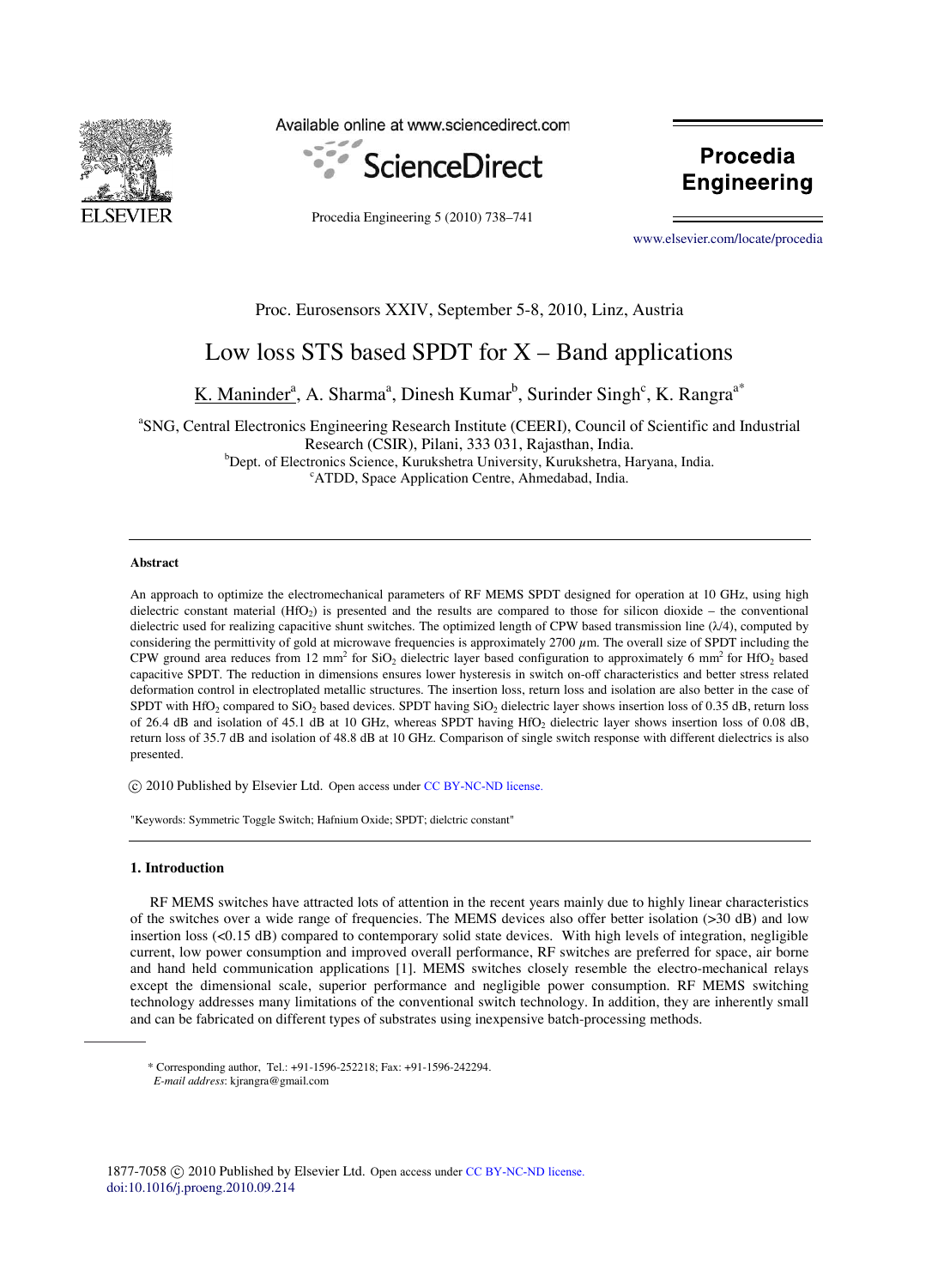Proc. Eurosensors XXIV, September 5-8, 2010, Linz, Austria

# Low loss STS based SPDT for X – Band applications

K. Maninder[a], A. Sharma[a], Dinesh Kumar[b], Surinder Singh[c], K. Rangra[a*]

[a]SNG, Central Electronics Engineering Research Institute (CEERI), Council of Scientific and Industrial Research (CSIR), Pilani, 333 031, Rajasthan, India.
[b]Dept. of Electronics Science, Kurukshetra University, Kurukshetra, Haryana, India.
[c]ATDD, Space Application Centre, Ahmedabad, India.

### Abstract

An approach to optimize the electromechanical parameters of RF MEMS SPDT designed for operation at 10 GHz, using high dielectric constant material ($HfO_2$) is presented and the results are compared to those for silicon dioxide – the conventional dielectric used for realizing capacitive shunt switches. The optimized length of CPW based transmission line ($\lambda/4$), computed by considering the permittivity of gold at microwave frequencies is approximately 2700 $\mu$m. The overall size of SPDT including the CPW ground area reduces from 12 mm$^2$ for $SiO_2$ dielectric layer based configuration to approximately 6 mm$^2$ for $HfO_2$ based capacitive SPDT. The reduction in dimensions ensures lower hysteresis in switch on-off characteristics and better stress related deformation control in electroplated metallic structures. The insertion loss, return loss and isolation are also better in the case of SPDT with $HfO_2$ compared to $SiO_2$ based devices. SPDT having $SiO_2$ dielectric layer shows insertion loss of 0.35 dB, return loss of 26.4 dB and isolation of 45.1 dB at 10 GHz, whereas SPDT having $HfO_2$ dielectric layer shows insertion loss of 0.08 dB, return loss of 35.7 dB and isolation of 48.8 dB at 10 GHz. Comparison of single switch response with different dielectrics is also presented.

© 2010 Published by Elsevier Ltd. Open access under CC BY-NC-ND license.

"Keywords: Symmetric Toggle Switch; Hafnium Oxide; SPDT; dielctric constant"

## 1. Introduction

RF MEMS switches have attracted lots of attention in the recent years mainly due to highly linear characteristics of the switches over a wide range of frequencies. The MEMS devices also offer better isolation (>30 dB) and low insertion loss (<0.15 dB) compared to contemporary solid state devices. With high levels of integration, negligible current, low power consumption and improved overall performance, RF switches are preferred for space, air borne and hand held communication applications [1]. MEMS switches closely resemble the electro-mechanical relays except the dimensional scale, superior performance and negligible power consumption. RF MEMS switching technology addresses many limitations of the conventional switch technology. In addition, they are inherently small and can be fabricated on different types of substrates using inexpensive batch-processing methods.

\* Corresponding author, Tel.: +91-1596-252218; Fax: +91-1596-242294.
*E-mail address*: kjrangra@gmail.com

1877-7058 © 2010 Published by Elsevier Ltd. Open access under CC BY-NC-ND license.
doi:10.1016/j.proeng.2010.09.214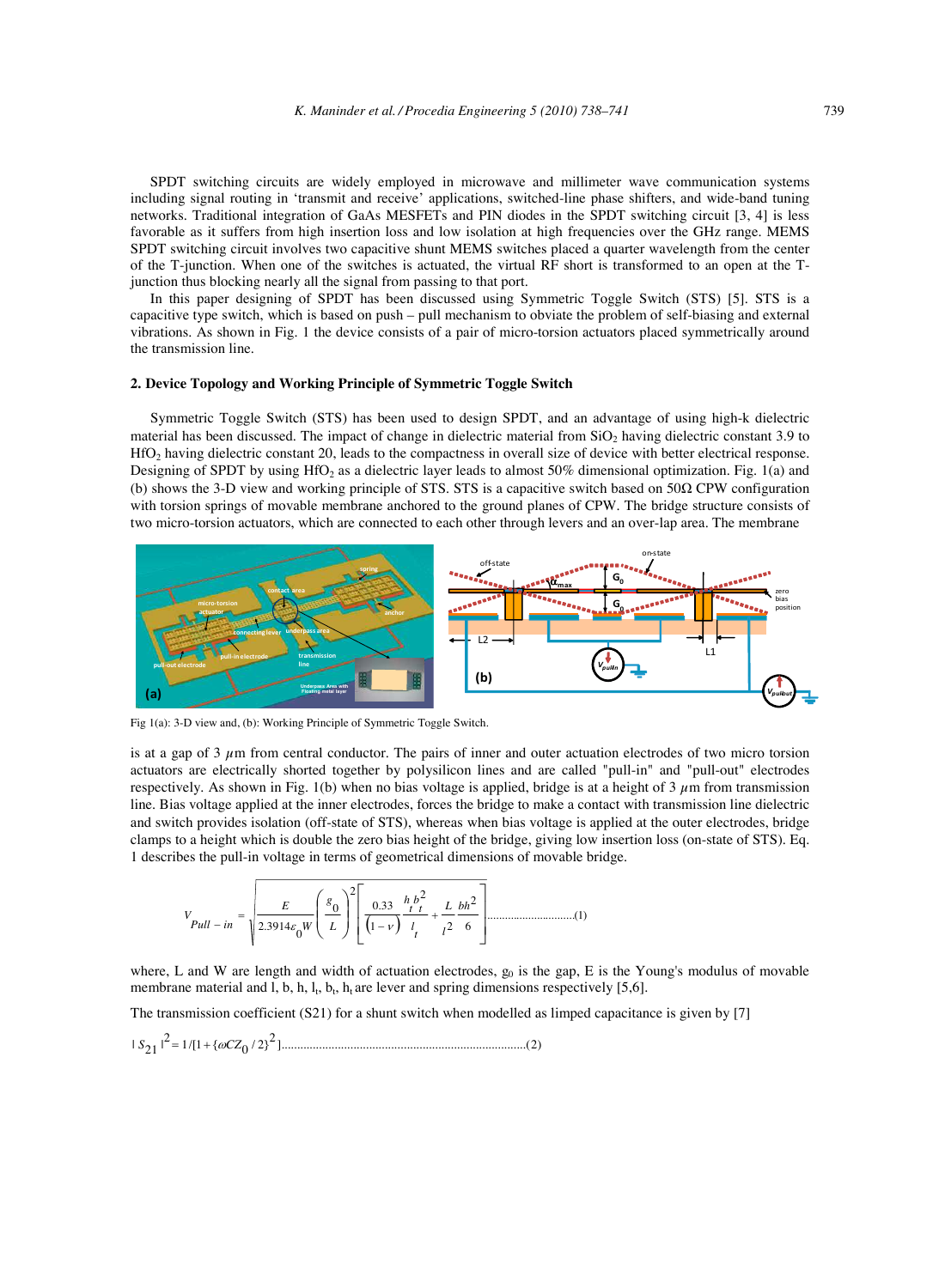SPDT switching circuits are widely employed in microwave and millimeter wave communication systems including signal routing in 'transmit and receive' applications, switched-line phase shifters, and wide-band tuning networks. Traditional integration of GaAs MESFETs and PIN diodes in the SPDT switching circuit [3, 4] is less favorable as it suffers from high insertion loss and low isolation at high frequencies over the GHz range. MEMS SPDT switching circuit involves two capacitive shunt MEMS switches placed a quarter wavelength from the center of the T-junction. When one of the switches is actuated, the virtual RF short is transformed to an open at the T-junction thus blocking nearly all the signal from passing to that port.

In this paper designing of SPDT has been discussed using Symmetric Toggle Switch (STS) [5]. STS is a capacitive type switch, which is based on push – pull mechanism to obviate the problem of self-biasing and external vibrations. As shown in Fig. 1 the device consists of a pair of micro-torsion actuators placed symmetrically around the transmission line.

## 2. Device Topology and Working Principle of Symmetric Toggle Switch

Symmetric Toggle Switch (STS) has been used to design SPDT, and an advantage of using high-k dielectric material has been discussed. The impact of change in dielectric material from $SiO_2$ having dielectric constant 3.9 to $HfO_2$ having dielectric constant 20, leads to the compactness in overall size of device with better electrical response. Designing of SPDT by using $HfO_2$ as a dielectric layer leads to almost 50% dimensional optimization. Fig. 1(a) and (b) shows the 3-D view and working principle of STS. STS is a capacitive switch based on 50Ω CPW configuration with torsion springs of movable membrane anchored to the ground planes of CPW. The bridge structure consists of two micro-torsion actuators, which are connected to each other through levers and an over-lap area. The membrane

Fig 1(a): 3-D view and, (b): Working Principle of Symmetric Toggle Switch.

is at a gap of 3 $\mu$m from central conductor. The pairs of inner and outer actuation electrodes of two micro torsion actuators are electrically shorted together by polysilicon lines and are called "pull-in" and "pull-out" electrodes respectively. As shown in Fig. 1(b) when no bias voltage is applied, bridge is at a height of 3 $\mu$m from transmission line. Bias voltage applied at the inner electrodes, forces the bridge to make a contact with transmission line dielectric and switch provides isolation (off-state of STS), whereas when bias voltage is applied at the outer electrodes, bridge clamps to a height which is double the zero bias height of the bridge, giving low insertion loss (on-state of STS). Eq. 1 describes the pull-in voltage in terms of geometrical dimensions of movable bridge.

$$V_{Pull-in} = \sqrt{\frac{E}{2.3914\varepsilon_0 W}\left(\frac{g_0}{L}\right)^2\left[\frac{0.33}{(1-\nu)}\frac{h_t b_t^2}{l_t} + \frac{L}{l^2}\frac{bh^2}{6}\right]} \quad \text{.............................(1)}$$

where, L and W are length and width of actuation electrodes, $g_0$ is the gap, E is the Young's modulus of movable membrane material and l, b, h, $l_t$, $b_t$, $h_t$ are lever and spring dimensions respectively [5,6].

The transmission coefficient (S21) for a shunt switch when modelled as limped capacitance is given by [7]

$$|S_{21}|^2 = 1/[1+\{\omega C Z_0/2\}^2] \quad \text{.............................................................................(2)}$$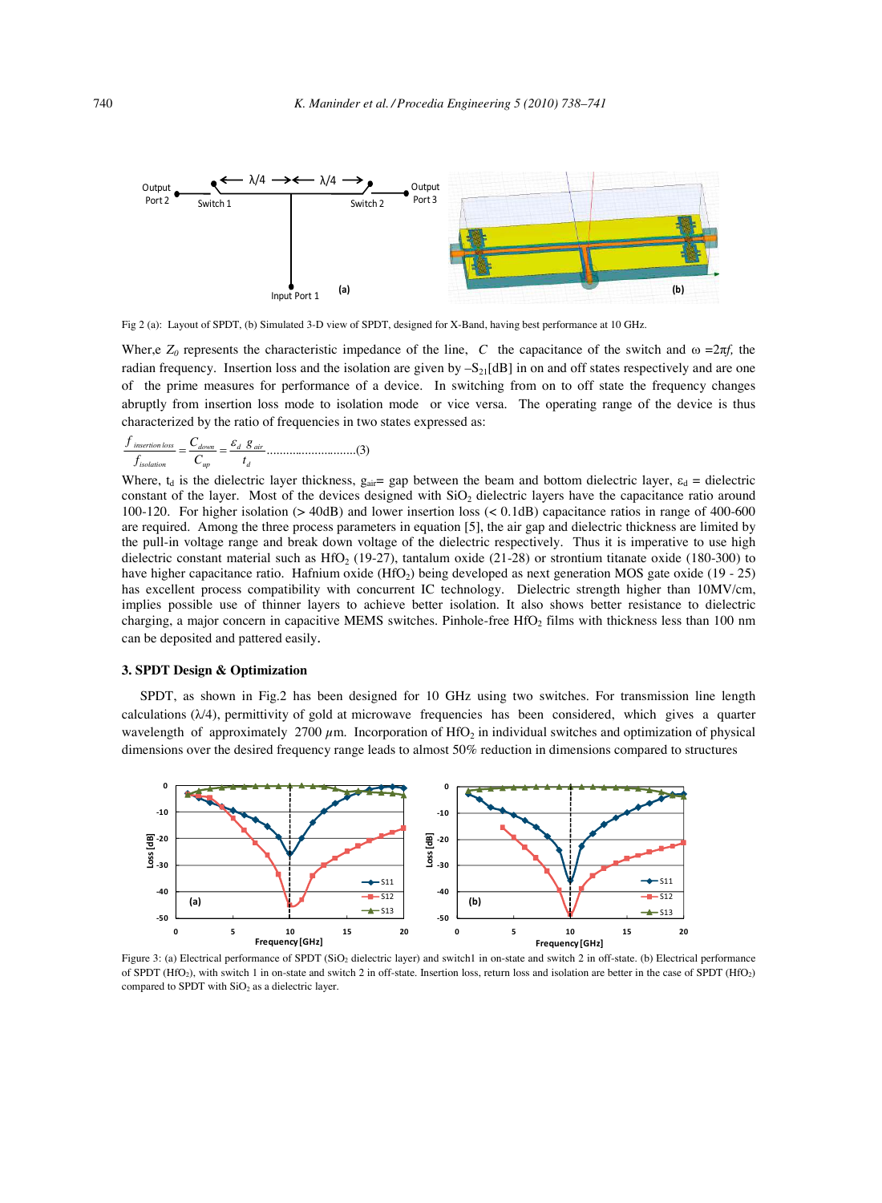Fig 2 (a): Layout of SPDT, (b) Simulated 3-D view of SPDT, designed for X-Band, having best performance at 10 GHz.

Wher,e $Z_0$ represents the characteristic impedance of the line, $C$ the capacitance of the switch and $\omega = 2\pi f$, the radian frequency. Insertion loss and the isolation are given by $-S_{21}$[dB] in on and off states respectively and are one of the prime measures for performance of a device. In switching from on to off state the frequency changes abruptly from insertion loss mode to isolation mode or vice versa. The operating range of the device is thus characterized by the ratio of frequencies in two states expressed as:

$$\frac{f_{insertion\,loss}}{f_{isolation}} = \frac{C_{down}}{C_{up}} = \frac{\varepsilon_d \; g_{air}}{t_d} \quad \text{.............................(3)}$$

Where, $t_d$ is the dielectric layer thickness, $g_{air}$= gap between the beam and bottom dielectric layer, $\varepsilon_d$ = dielectric constant of the layer. Most of the devices designed with $SiO_2$ dielectric layers have the capacitance ratio around 100-120. For higher isolation (> 40dB) and lower insertion loss (< 0.1dB) capacitance ratios in range of 400-600 are required. Among the three process parameters in equation [5], the air gap and dielectric thickness are limited by the pull-in voltage range and break down voltage of the dielectric respectively. Thus it is imperative to use high dielectric constant material such as $HfO_2$ (19-27), tantalum oxide (21-28) or strontium titanate oxide (180-300) to have higher capacitance ratio. Hafnium oxide ($HfO_2$) being developed as next generation MOS gate oxide (19 - 25) has excellent process compatibility with concurrent IC technology. Dielectric strength higher than 10MV/cm, implies possible use of thinner layers to achieve better isolation. It also shows better resistance to dielectric charging, a major concern in capacitive MEMS switches. Pinhole-free $HfO_2$ films with thickness less than 100 nm can be deposited and pattered easily.

### 3. SPDT Design & Optimization

SPDT, as shown in Fig.2 has been designed for 10 GHz using two switches. For transmission line length calculations (λ/4), permittivity of gold at microwave frequencies has been considered, which gives a quarter wavelength of approximately 2700 $\mu$m. Incorporation of $HfO_2$ in individual switches and optimization of physical dimensions over the desired frequency range leads to almost 50% reduction in dimensions compared to structures

Figure 3: (a) Electrical performance of SPDT ($SiO_2$ dielectric layer) and switch1 in on-state and switch 2 in off-state. (b) Electrical performance of SPDT ($HfO_2$), with switch 1 in on-state and switch 2 in off-state. Insertion loss, return loss and isolation are better in the case of SPDT ($HfO_2$) compared to SPDT with $SiO_2$ as a dielectric layer.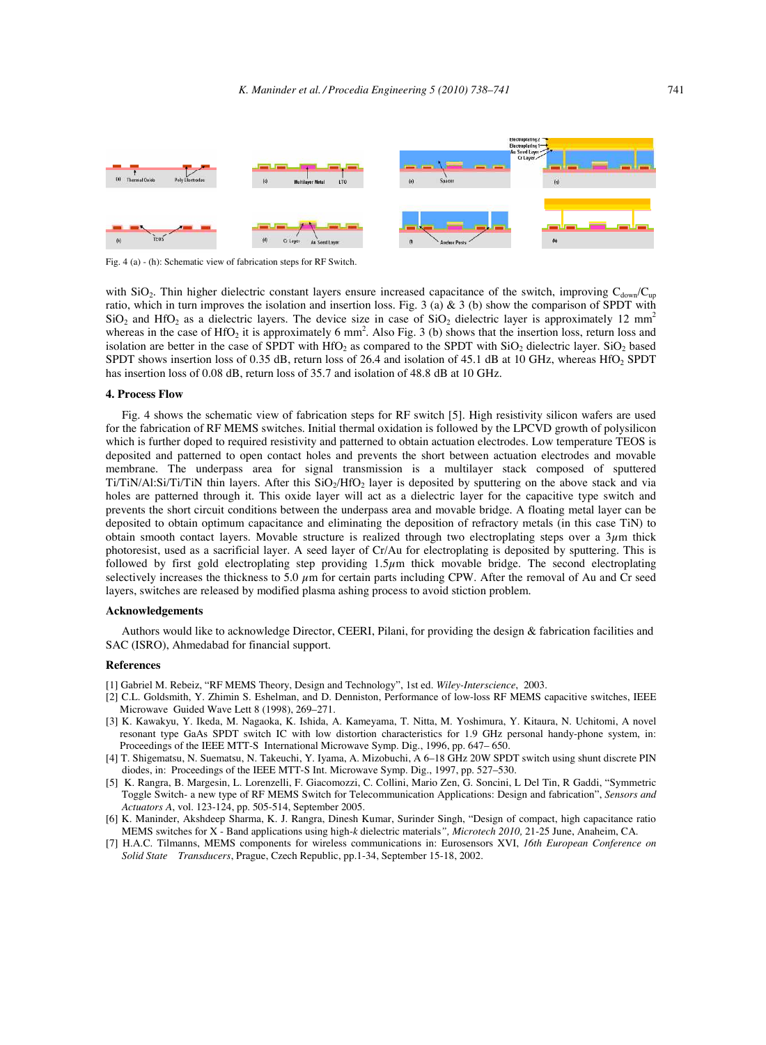(a) Thermal Oxide Poly Electrodes

(b) TEOS

(c) Multilayer Metal LTO

(d) Cr Layer Au Seed Layer

(e) Spacer

(f) Anchor Posts

(g) Electroplating 2 Electroplating 1 Au Seed Layer Cr Layer

(h)

Fig. 4 (a) - (h): Schematic view of fabrication steps for RF Switch.

with $SiO_2$. Thin higher dielectric constant layers ensure increased capacitance of the switch, improving $C_{down}/C_{up}$ ratio, which in turn improves the isolation and insertion loss. Fig. 3 (a) & 3 (b) show the comparison of SPDT with $SiO_2$ and $HfO_2$ as a dielectric layers. The device size in case of $SiO_2$ dielectric layer is approximately 12 $mm^2$ whereas in the case of $HfO_2$ it is approximately 6 $mm^2$. Also Fig. 3 (b) shows that the insertion loss, return loss and isolation are better in the case of SPDT with $HfO_2$ as compared to the SPDT with $SiO_2$ dielectric layer. $SiO_2$ based SPDT shows insertion loss of 0.35 dB, return loss of 26.4 and isolation of 45.1 dB at 10 GHz, whereas $HfO_2$ SPDT has insertion loss of 0.08 dB, return loss of 35.7 and isolation of 48.8 dB at 10 GHz.

## 4. Process Flow

Fig. 4 shows the schematic view of fabrication steps for RF switch [5]. High resistivity silicon wafers are used for the fabrication of RF MEMS switches. Initial thermal oxidation is followed by the LPCVD growth of polysilicon which is further doped to required resistivity and patterned to obtain actuation electrodes. Low temperature TEOS is deposited and patterned to open contact holes and prevents the short between actuation electrodes and movable membrane. The underpass area for signal transmission is a multilayer stack composed of sputtered Ti/TiN/Al:Si/Ti/TiN thin layers. After this $SiO_2/HfO_2$ layer is deposited by sputtering on the above stack and via holes are patterned through it. This oxide layer will act as a dielectric layer for the capacitive type switch and prevents the short circuit conditions between the underpass area and movable bridge. A floating metal layer can be deposited to obtain optimum capacitance and eliminating the deposition of refractory metals (in this case TiN) to obtain smooth contact layers. Movable structure is realized through two electroplating steps over a 3$\mu$m thick photoresist, used as a sacrificial layer. A seed layer of Cr/Au for electroplating is deposited by sputtering. This is followed by first gold electroplating step providing 1.5$\mu$m thick movable bridge. The second electroplating selectively increases the thickness to 5.0 $\mu$m for certain parts including CPW. After the removal of Au and Cr seed layers, switches are released by modified plasma ashing process to avoid stiction problem.

## Acknowledgements

Authors would like to acknowledge Director, CEERI, Pilani, for providing the design & fabrication facilities and SAC (ISRO), Ahmedabad for financial support.

## References

[1] Gabriel M. Rebeiz, "RF MEMS Theory, Design and Technology", 1st ed. *Wiley-Interscience*, 2003.

[2] C.L. Goldsmith, Y. Zhimin S. Eshelman, and D. Denniston, Performance of low-loss RF MEMS capacitive switches, IEEE Microwave Guided Wave Lett 8 (1998), 269–271.

[3] K. Kawakyu, Y. Ikeda, M. Nagaoka, K. Ishida, A. Kameyama, T. Nitta, M. Yoshimura, Y. Kitaura, N. Uchitomi, A novel resonant type GaAs SPDT switch IC with low distortion characteristics for 1.9 GHz personal handy-phone system, in: Proceedings of the IEEE MTT-S International Microwave Symp. Dig., 1996, pp. 647– 650.

[4] T. Shigematsu, N. Suematsu, N. Takeuchi, Y. Iyama, A. Mizobuchi, A 6–18 GHz 20W SPDT switch using shunt discrete PIN diodes, in: Proceedings of the IEEE MTT-S Int. Microwave Symp. Dig., 1997, pp. 527–530.

[5] K. Rangra, B. Margesin, L. Lorenzelli, F. Giacomozzi, C. Collini, Mario Zen, G. Soncini, L Del Tin, R Gaddi, "Symmetric Toggle Switch- a new type of RF MEMS Switch for Telecommunication Applications: Design and fabrication", *Sensors and Actuators A*, vol. 123-124, pp. 505-514, September 2005.

[6] K. Maninder, Akshdeep Sharma, K. J. Rangra, Dinesh Kumar, Surinder Singh, "Design of compact, high capacitance ratio MEMS switches for X - Band applications using high-*k* dielectric materials", *Microtech 2010,* 21-25 June, Anaheim, CA.

[7] H.A.C. Tilmanns, MEMS components for wireless communications in: Eurosensors XVI, *16th European Conference on Solid State Transducers*, Prague, Czech Republic, pp.1-34, September 15-18, 2002.